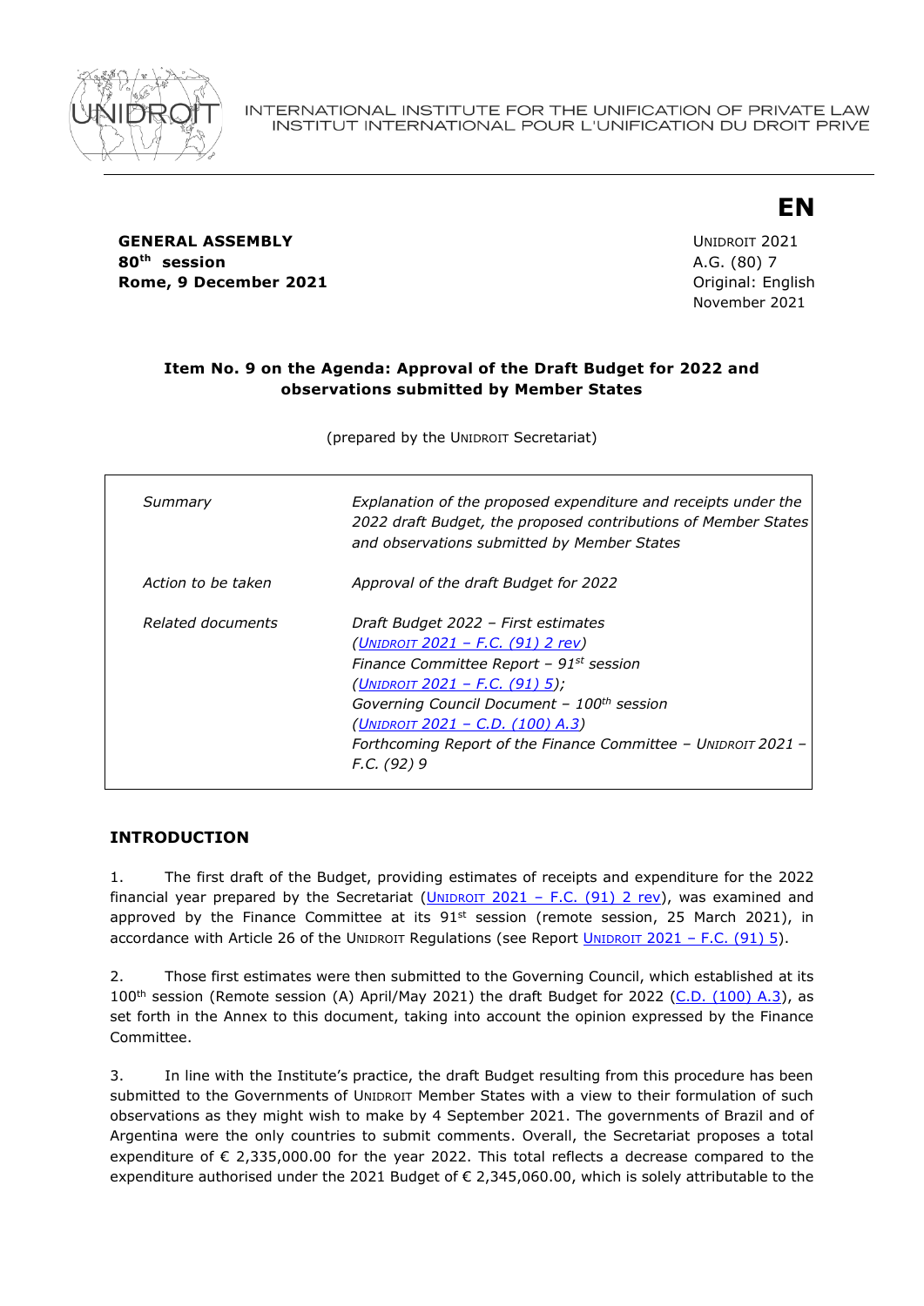INTERNATIONAL INSTITUTE FOR THE UNIFICATION OF PRIVATE LAW
INSTITUT INTERNATIONAL POUR L'UNIFICATION DU DROIT PRIVE

**EN**

**GENERAL ASSEMBLY**
**80th session**
**Rome, 9 December 2021**

UNIDROIT 2021
A.G. (80) 7
Original: English
November 2021

**Item No. 9 on the Agenda: Approval of the Draft Budget for 2022 and observations submitted by Member States**

(prepared by the UNIDROIT Secretariat)

| | |
|---|---|
| *Summary* | *Explanation of the proposed expenditure and receipts under the 2022 draft Budget, the proposed contributions of Member States and observations submitted by Member States* |
| *Action to be taken* | *Approval of the draft Budget for 2022* |
| *Related documents* | *Draft Budget 2022 – First estimates (UNIDROIT 2021 – F.C. (91) 2 rev)* <br> *Finance Committee Report – 91st session (UNIDROIT 2021 – F.C. (91) 5);* <br> *Governing Council Document – 100th session (UNIDROIT 2021 – C.D. (100) A.3)* <br> *Forthcoming Report of the Finance Committee – UNIDROIT 2021 – F.C. (92) 9* |

## INTRODUCTION

1. The first draft of the Budget, providing estimates of receipts and expenditure for the 2022 financial year prepared by the Secretariat (UNIDROIT 2021 – F.C. (91) 2 rev), was examined and approved by the Finance Committee at its 91st session (remote session, 25 March 2021), in accordance with Article 26 of the UNIDROIT Regulations (see Report UNIDROIT 2021 – F.C. (91) 5).

2. Those first estimates were then submitted to the Governing Council, which established at its 100th session (Remote session (A) April/May 2021) the draft Budget for 2022 (C.D. (100) A.3), as set forth in the Annex to this document, taking into account the opinion expressed by the Finance Committee.

3. In line with the Institute's practice, the draft Budget resulting from this procedure has been submitted to the Governments of UNIDROIT Member States with a view to their formulation of such observations as they might wish to make by 4 September 2021. The governments of Brazil and of Argentina were the only countries to submit comments. Overall, the Secretariat proposes a total expenditure of € 2,335,000.00 for the year 2022. This total reflects a decrease compared to the expenditure authorised under the 2021 Budget of € 2,345,060.00, which is solely attributable to the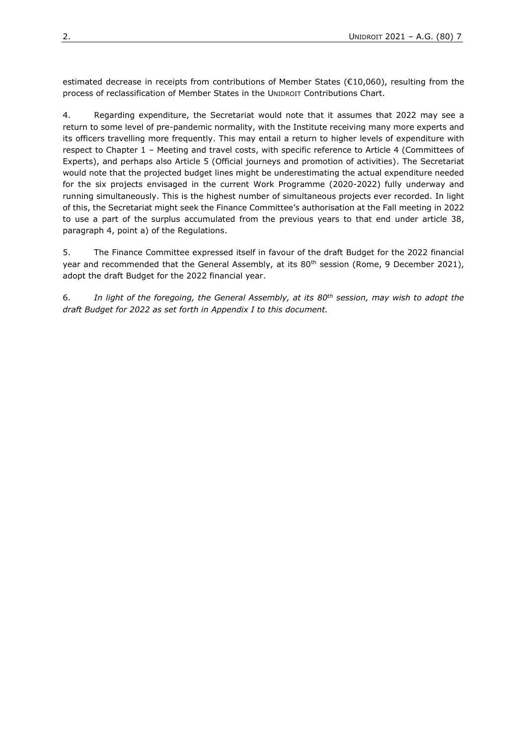estimated decrease in receipts from contributions of Member States (€10,060), resulting from the process of reclassification of Member States in the UNIDROIT Contributions Chart.

4. Regarding expenditure, the Secretariat would note that it assumes that 2022 may see a return to some level of pre-pandemic normality, with the Institute receiving many more experts and its officers travelling more frequently. This may entail a return to higher levels of expenditure with respect to Chapter 1 – Meeting and travel costs, with specific reference to Article 4 (Committees of Experts), and perhaps also Article 5 (Official journeys and promotion of activities). The Secretariat would note that the projected budget lines might be underestimating the actual expenditure needed for the six projects envisaged in the current Work Programme (2020-2022) fully underway and running simultaneously. This is the highest number of simultaneous projects ever recorded. In light of this, the Secretariat might seek the Finance Committee's authorisation at the Fall meeting in 2022 to use a part of the surplus accumulated from the previous years to that end under article 38, paragraph 4, point a) of the Regulations.

5. The Finance Committee expressed itself in favour of the draft Budget for the 2022 financial year and recommended that the General Assembly, at its 80th session (Rome, 9 December 2021), adopt the draft Budget for the 2022 financial year.

6. *In light of the foregoing, the General Assembly, at its 80th session, may wish to adopt the draft Budget for 2022 as set forth in Appendix I to this document.*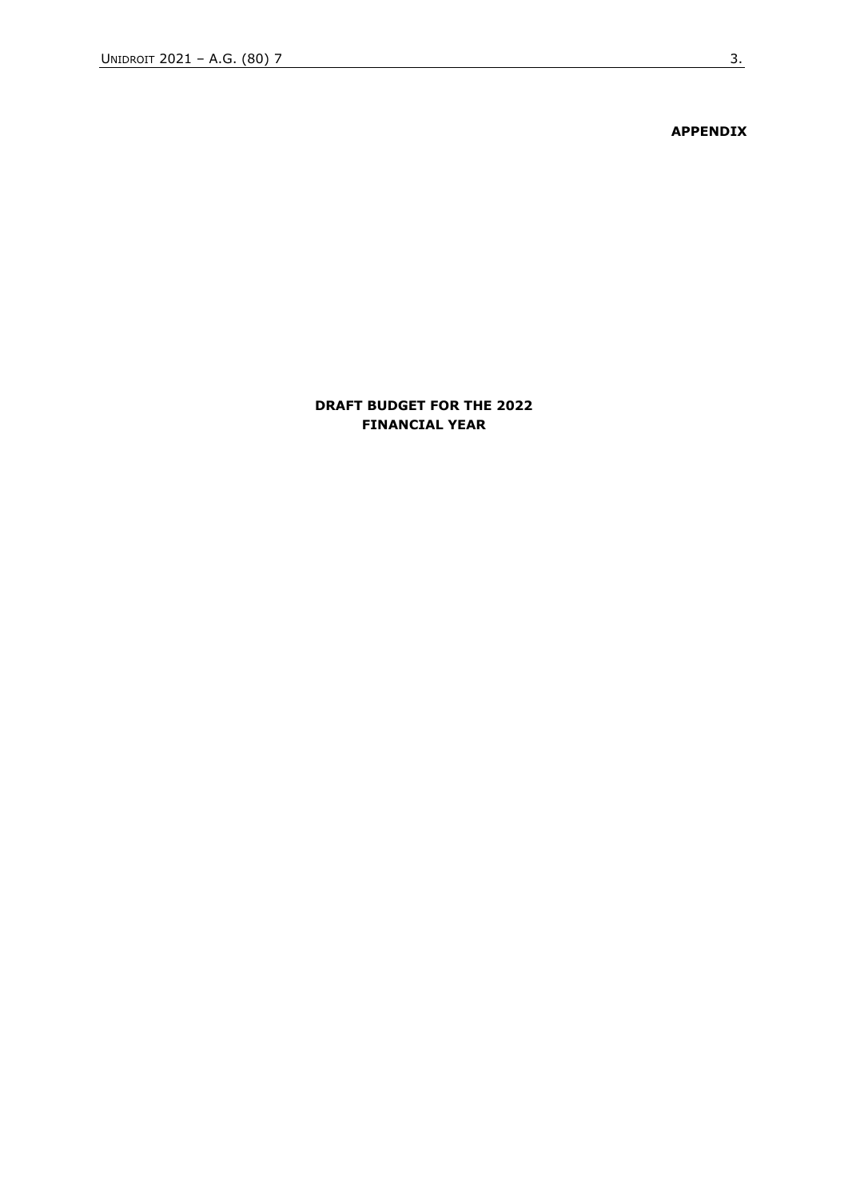**APPENDIX**

**DRAFT BUDGET FOR THE 2022 FINANCIAL YEAR**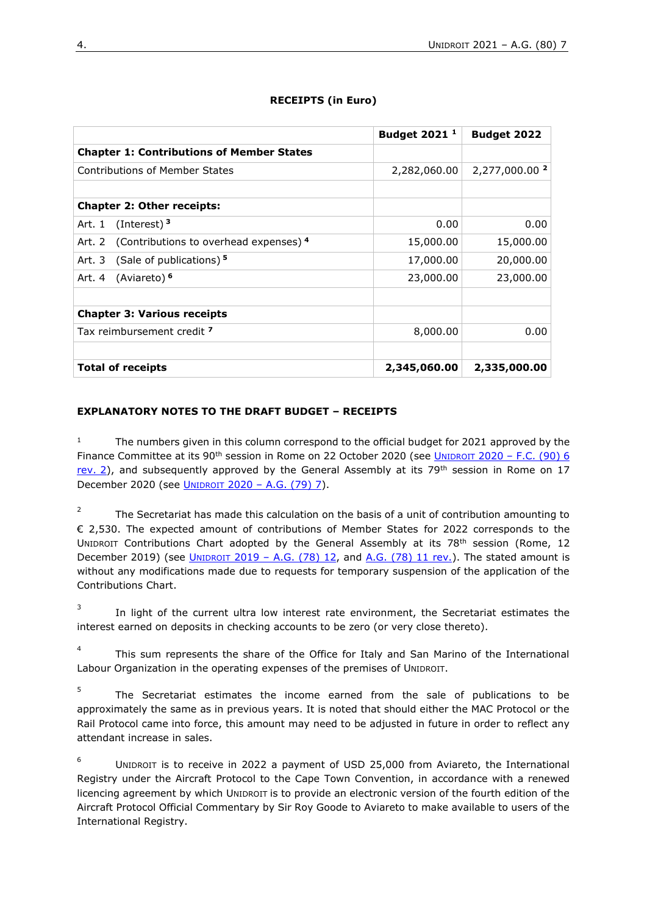**RECEIPTS (in Euro)**

| | Budget 2021 [1] | Budget 2022 |
|---|---|---|
| **Chapter 1: Contributions of Member States** | | |
| Contributions of Member States | 2,282,060.00 | 2,277,000.00 [2] |
| | | |
| **Chapter 2: Other receipts:** | | |
| Art. 1 (Interest) [3] | 0.00 | 0.00 |
| Art. 2 (Contributions to overhead expenses) [4] | 15,000.00 | 15,000.00 |
| Art. 3 (Sale of publications) [5] | 17,000.00 | 20,000.00 |
| Art. 4 (Aviareto) [6] | 23,000.00 | 23,000.00 |
| | | |
| **Chapter 3: Various receipts** | | |
| Tax reimbursement credit [7] | 8,000.00 | 0.00 |
| | | |
| **Total of receipts** | **2,345,060.00** | **2,335,000.00** |

**EXPLANATORY NOTES TO THE DRAFT BUDGET – RECEIPTS**

[1] The numbers given in this column correspond to the official budget for 2021 approved by the Finance Committee at its 90th session in Rome on 22 October 2020 (see UNIDROIT 2020 – F.C. (90) 6 rev. 2), and subsequently approved by the General Assembly at its 79th session in Rome on 17 December 2020 (see UNIDROIT 2020 – A.G. (79) 7).

[2] The Secretariat has made this calculation on the basis of a unit of contribution amounting to € 2,530. The expected amount of contributions of Member States for 2022 corresponds to the UNIDROIT Contributions Chart adopted by the General Assembly at its 78th session (Rome, 12 December 2019) (see UNIDROIT 2019 – A.G. (78) 12, and A.G. (78) 11 rev.). The stated amount is without any modifications made due to requests for temporary suspension of the application of the Contributions Chart.

[3] In light of the current ultra low interest rate environment, the Secretariat estimates the interest earned on deposits in checking accounts to be zero (or very close thereto).

[4] This sum represents the share of the Office for Italy and San Marino of the International Labour Organization in the operating expenses of the premises of UNIDROIT.

[5] The Secretariat estimates the income earned from the sale of publications to be approximately the same as in previous years. It is noted that should either the MAC Protocol or the Rail Protocol came into force, this amount may need to be adjusted in future in order to reflect any attendant increase in sales.

[6] UNIDROIT is to receive in 2022 a payment of USD 25,000 from Aviareto, the International Registry under the Aircraft Protocol to the Cape Town Convention, in accordance with a renewed licencing agreement by which UNIDROIT is to provide an electronic version of the fourth edition of the Aircraft Protocol Official Commentary by Sir Roy Goode to Aviareto to make available to users of the International Registry.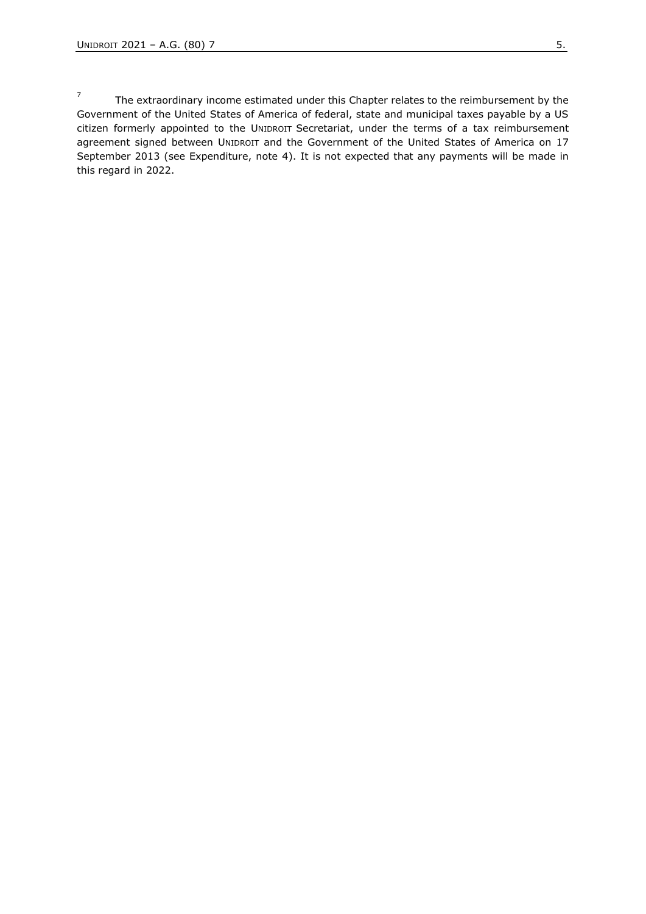[7] The extraordinary income estimated under this Chapter relates to the reimbursement by the Government of the United States of America of federal, state and municipal taxes payable by a US citizen formerly appointed to the UNIDROIT Secretariat, under the terms of a tax reimbursement agreement signed between UNIDROIT and the Government of the United States of America on 17 September 2013 (see Expenditure, note 4). It is not expected that any payments will be made in this regard in 2022.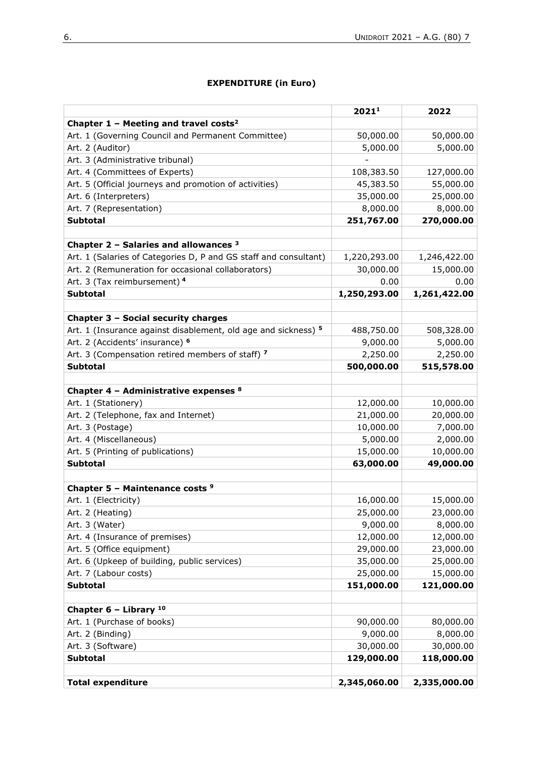**EXPENDITURE (in Euro)**

| | 2021[1] | 2022 |
|---|---|---|
| **Chapter 1 – Meeting and travel costs[2]** | | |
| Art. 1 (Governing Council and Permanent Committee) | 50,000.00 | 50,000.00 |
| Art. 2 (Auditor) | 5,000.00 | 5,000.00 |
| Art. 3 (Administrative tribunal) | - | |
| Art. 4 (Committees of Experts) | 108,383.50 | 127,000.00 |
| Art. 5 (Official journeys and promotion of activities) | 45,383.50 | 55,000.00 |
| Art. 6 (Interpreters) | 35,000.00 | 25,000.00 |
| Art. 7 (Representation) | 8,000.00 | 8,000.00 |
| **Subtotal** | **251,767.00** | **270,000.00** |
| | | |
| **Chapter 2 – Salaries and allowances [3]** | | |
| Art. 1 (Salaries of Categories D, P and GS staff and consultant) | 1,220,293.00 | 1,246,422.00 |
| Art. 2 (Remuneration for occasional collaborators) | 30,000.00 | 15,000.00 |
| Art. 3 (Tax reimbursement) [4] | 0.00 | 0.00 |
| **Subtotal** | **1,250,293.00** | **1,261,422.00** |
| | | |
| **Chapter 3 – Social security charges** | | |
| Art. 1 (Insurance against disablement, old age and sickness) [5] | 488,750.00 | 508,328.00 |
| Art. 2 (Accidents' insurance) [6] | 9,000.00 | 5,000.00 |
| Art. 3 (Compensation retired members of staff) [7] | 2,250.00 | 2,250.00 |
| **Subtotal** | **500,000.00** | **515,578.00** |
| | | |
| **Chapter 4 – Administrative expenses [8]** | | |
| Art. 1 (Stationery) | 12,000.00 | 10,000.00 |
| Art. 2 (Telephone, fax and Internet) | 21,000.00 | 20,000.00 |
| Art. 3 (Postage) | 10,000.00 | 7,000.00 |
| Art. 4 (Miscellaneous) | 5,000.00 | 2,000.00 |
| Art. 5 (Printing of publications) | 15,000.00 | 10,000.00 |
| **Subtotal** | **63,000.00** | **49,000.00** |
| | | |
| **Chapter 5 – Maintenance costs [9]** | | |
| Art. 1 (Electricity) | 16,000.00 | 15,000.00 |
| Art. 2 (Heating) | 25,000.00 | 23,000.00 |
| Art. 3 (Water) | 9,000.00 | 8,000.00 |
| Art. 4 (Insurance of premises) | 12,000.00 | 12,000.00 |
| Art. 5 (Office equipment) | 29,000.00 | 23,000.00 |
| Art. 6 (Upkeep of building, public services) | 35,000.00 | 25,000.00 |
| Art. 7 (Labour costs) | 25,000.00 | 15,000.00 |
| **Subtotal** | **151,000.00** | **121,000.00** |
| | | |
| **Chapter 6 – Library [10]** | | |
| Art. 1 (Purchase of books) | 90,000.00 | 80,000.00 |
| Art. 2 (Binding) | 9,000.00 | 8,000.00 |
| Art. 3 (Software) | 30,000.00 | 30,000.00 |
| **Subtotal** | **129,000.00** | **118,000.00** |
| | | |
| **Total expenditure** | **2,345,060.00** | **2,335,000.00** |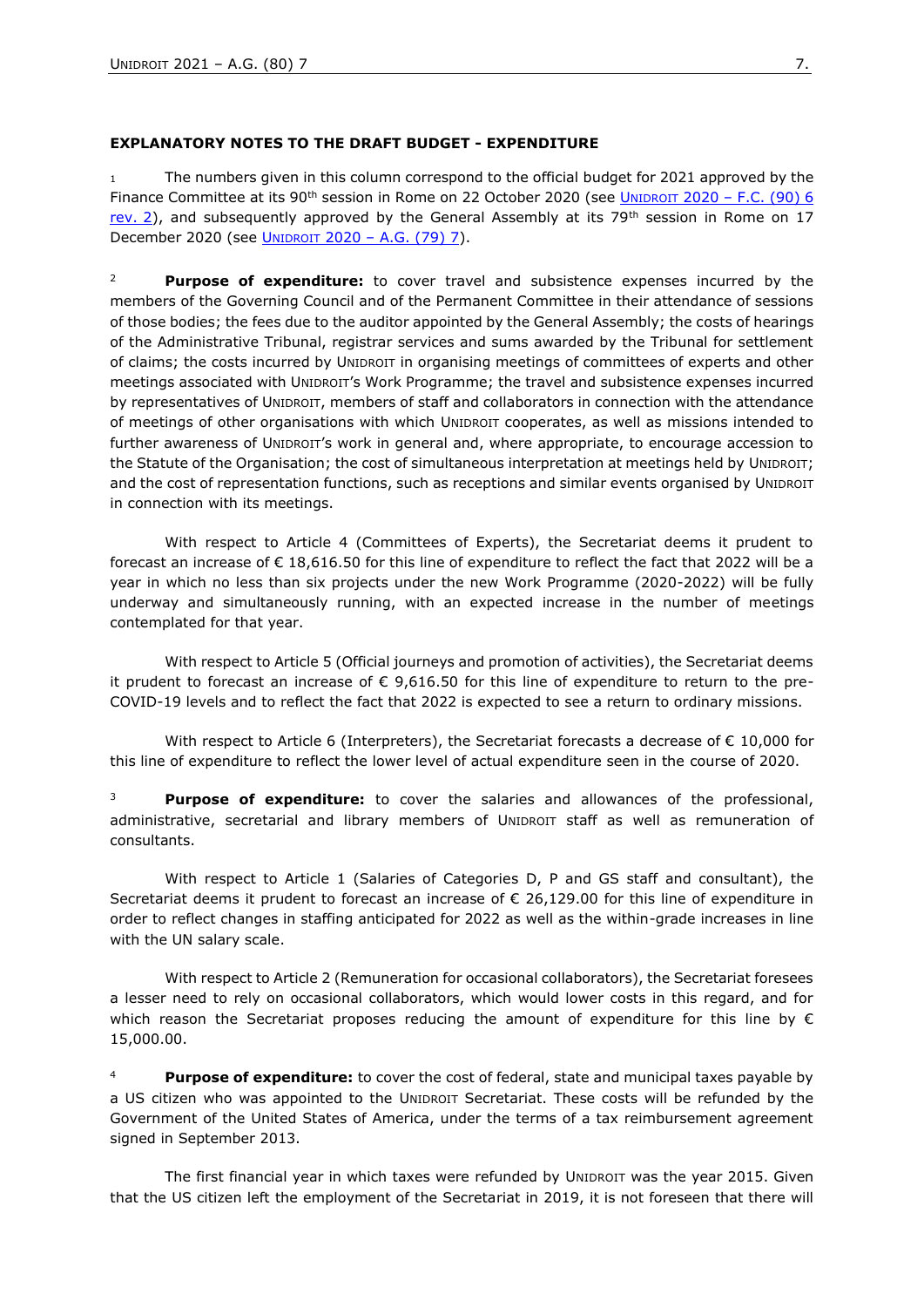**EXPLANATORY NOTES TO THE DRAFT BUDGET - EXPENDITURE**

[1] The numbers given in this column correspond to the official budget for 2021 approved by the Finance Committee at its 90th session in Rome on 22 October 2020 (see UNIDROIT 2020 – F.C. (90) 6 rev. 2), and subsequently approved by the General Assembly at its 79th session in Rome on 17 December 2020 (see UNIDROIT 2020 – A.G. (79) 7).

[2] **Purpose of expenditure:** to cover travel and subsistence expenses incurred by the members of the Governing Council and of the Permanent Committee in their attendance of sessions of those bodies; the fees due to the auditor appointed by the General Assembly; the costs of hearings of the Administrative Tribunal, registrar services and sums awarded by the Tribunal for settlement of claims; the costs incurred by UNIDROIT in organising meetings of committees of experts and other meetings associated with UNIDROIT's Work Programme; the travel and subsistence expenses incurred by representatives of UNIDROIT, members of staff and collaborators in connection with the attendance of meetings of other organisations with which UNIDROIT cooperates, as well as missions intended to further awareness of UNIDROIT's work in general and, where appropriate, to encourage accession to the Statute of the Organisation; the cost of simultaneous interpretation at meetings held by UNIDROIT; and the cost of representation functions, such as receptions and similar events organised by UNIDROIT in connection with its meetings.

With respect to Article 4 (Committees of Experts), the Secretariat deems it prudent to forecast an increase of € 18,616.50 for this line of expenditure to reflect the fact that 2022 will be a year in which no less than six projects under the new Work Programme (2020-2022) will be fully underway and simultaneously running, with an expected increase in the number of meetings contemplated for that year.

With respect to Article 5 (Official journeys and promotion of activities), the Secretariat deems it prudent to forecast an increase of € 9,616.50 for this line of expenditure to return to the pre-COVID-19 levels and to reflect the fact that 2022 is expected to see a return to ordinary missions.

With respect to Article 6 (Interpreters), the Secretariat forecasts a decrease of € 10,000 for this line of expenditure to reflect the lower level of actual expenditure seen in the course of 2020.

[3] **Purpose of expenditure:** to cover the salaries and allowances of the professional, administrative, secretarial and library members of UNIDROIT staff as well as remuneration of consultants.

With respect to Article 1 (Salaries of Categories D, P and GS staff and consultant), the Secretariat deems it prudent to forecast an increase of € 26,129.00 for this line of expenditure in order to reflect changes in staffing anticipated for 2022 as well as the within-grade increases in line with the UN salary scale.

With respect to Article 2 (Remuneration for occasional collaborators), the Secretariat foresees a lesser need to rely on occasional collaborators, which would lower costs in this regard, and for which reason the Secretariat proposes reducing the amount of expenditure for this line by € 15,000.00.

[4] **Purpose of expenditure:** to cover the cost of federal, state and municipal taxes payable by a US citizen who was appointed to the UNIDROIT Secretariat. These costs will be refunded by the Government of the United States of America, under the terms of a tax reimbursement agreement signed in September 2013.

The first financial year in which taxes were refunded by UNIDROIT was the year 2015. Given that the US citizen left the employment of the Secretariat in 2019, it is not foreseen that there will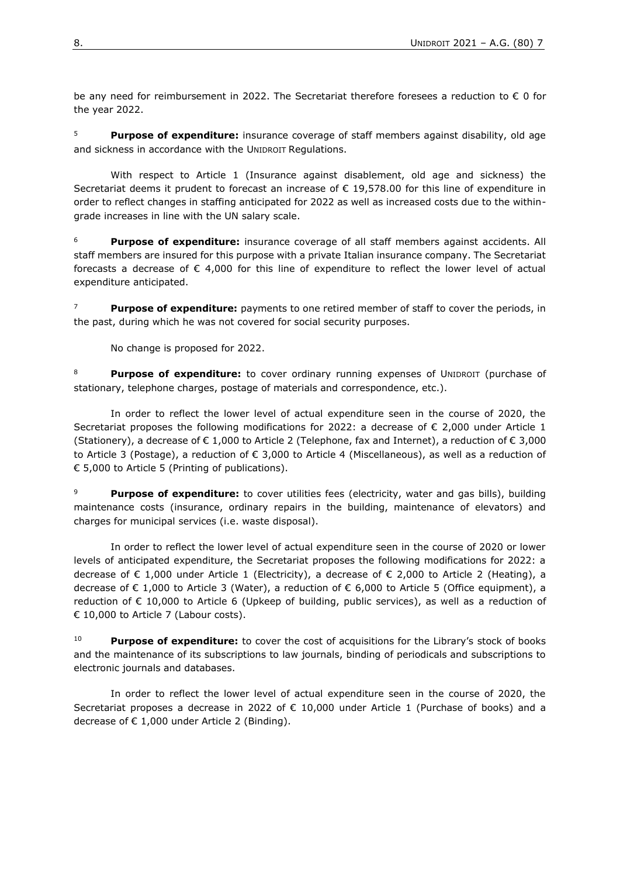be any need for reimbursement in 2022. The Secretariat therefore foresees a reduction to € 0 for the year 2022.

[5] **Purpose of expenditure:** insurance coverage of staff members against disability, old age and sickness in accordance with the UNIDROIT Regulations.

With respect to Article 1 (Insurance against disablement, old age and sickness) the Secretariat deems it prudent to forecast an increase of € 19,578.00 for this line of expenditure in order to reflect changes in staffing anticipated for 2022 as well as increased costs due to the within-grade increases in line with the UN salary scale.

[6] **Purpose of expenditure:** insurance coverage of all staff members against accidents. All staff members are insured for this purpose with a private Italian insurance company. The Secretariat forecasts a decrease of € 4,000 for this line of expenditure to reflect the lower level of actual expenditure anticipated.

[7] **Purpose of expenditure:** payments to one retired member of staff to cover the periods, in the past, during which he was not covered for social security purposes.

No change is proposed for 2022.

[8] **Purpose of expenditure:** to cover ordinary running expenses of UNIDROIT (purchase of stationary, telephone charges, postage of materials and correspondence, etc.).

In order to reflect the lower level of actual expenditure seen in the course of 2020, the Secretariat proposes the following modifications for 2022: a decrease of € 2,000 under Article 1 (Stationery), a decrease of € 1,000 to Article 2 (Telephone, fax and Internet), a reduction of € 3,000 to Article 3 (Postage), a reduction of € 3,000 to Article 4 (Miscellaneous), as well as a reduction of € 5,000 to Article 5 (Printing of publications).

[9] **Purpose of expenditure:** to cover utilities fees (electricity, water and gas bills), building maintenance costs (insurance, ordinary repairs in the building, maintenance of elevators) and charges for municipal services (i.e. waste disposal).

In order to reflect the lower level of actual expenditure seen in the course of 2020 or lower levels of anticipated expenditure, the Secretariat proposes the following modifications for 2022: a decrease of € 1,000 under Article 1 (Electricity), a decrease of € 2,000 to Article 2 (Heating), a decrease of € 1,000 to Article 3 (Water), a reduction of € 6,000 to Article 5 (Office equipment), a reduction of € 10,000 to Article 6 (Upkeep of building, public services), as well as a reduction of € 10,000 to Article 7 (Labour costs).

[10] **Purpose of expenditure:** to cover the cost of acquisitions for the Library's stock of books and the maintenance of its subscriptions to law journals, binding of periodicals and subscriptions to electronic journals and databases.

In order to reflect the lower level of actual expenditure seen in the course of 2020, the Secretariat proposes a decrease in 2022 of € 10,000 under Article 1 (Purchase of books) and a decrease of € 1,000 under Article 2 (Binding).